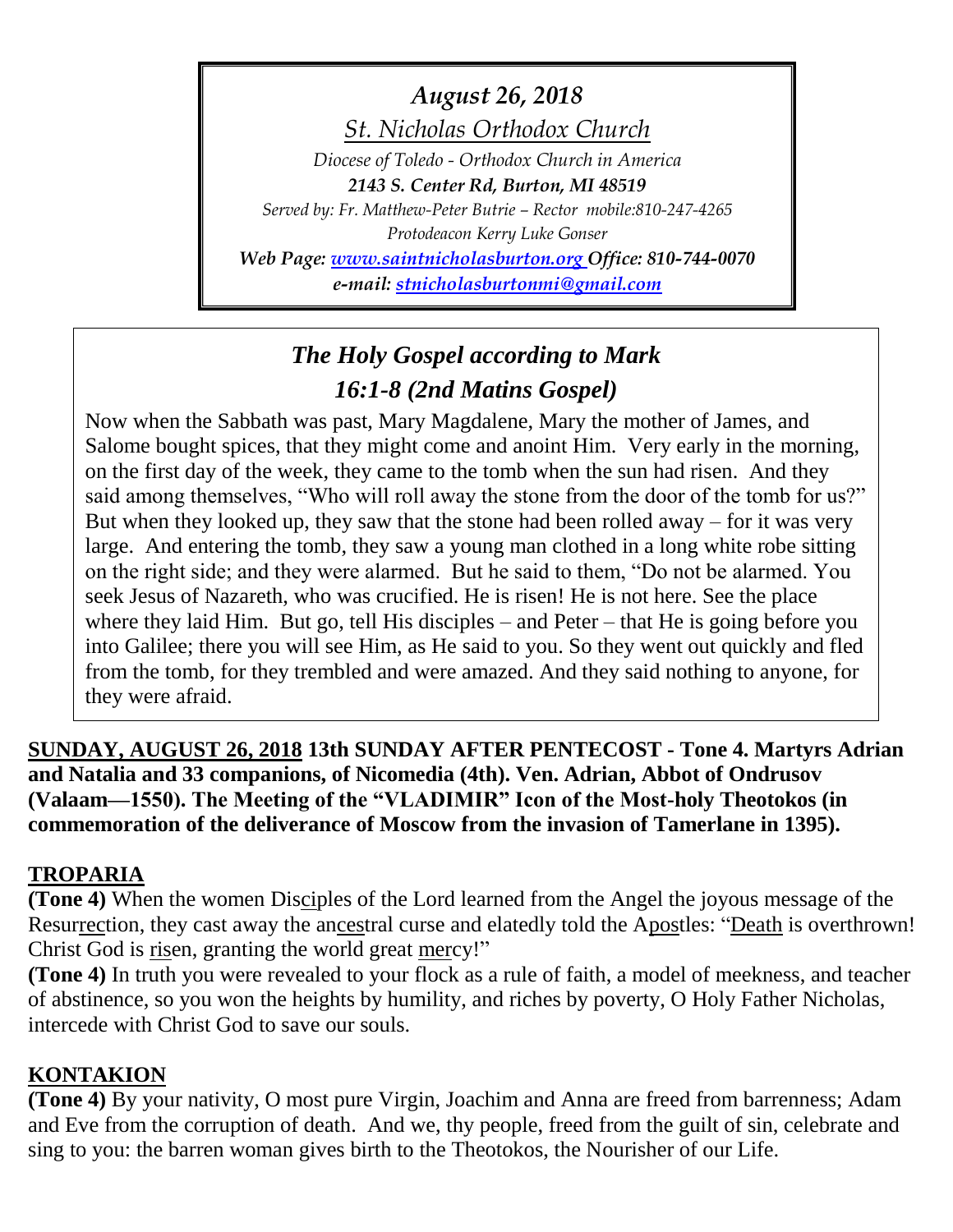*August 26, 2018*

*St. Nicholas Orthodox Church*

*Diocese of Toledo - Orthodox Church in America*

***2143 S. Center Rd, Burton, MI 48519***

*Served by: Fr. Matthew-Peter Butrie – Rector mobile:810-247-4265*

*Protodeacon Kerry Luke Gonser*

***Web Page: www.saintnicholasburton.org Office: 810-744-0070***

***e-mail: stnicholasburtonmi@gmail.com***

## *The Holy Gospel according to Mark 16:1-8 (2nd Matins Gospel)*

Now when the Sabbath was past, Mary Magdalene, Mary the mother of James, and Salome bought spices, that they might come and anoint Him. Very early in the morning, on the first day of the week, they came to the tomb when the sun had risen. And they said among themselves, "Who will roll away the stone from the door of the tomb for us?" But when they looked up, they saw that the stone had been rolled away – for it was very large. And entering the tomb, they saw a young man clothed in a long white robe sitting on the right side; and they were alarmed. But he said to them, "Do not be alarmed. You seek Jesus of Nazareth, who was crucified. He is risen! He is not here. See the place where they laid Him. But go, tell His disciples – and Peter – that He is going before you into Galilee; there you will see Him, as He said to you. So they went out quickly and fled from the tomb, for they trembled and were amazed. And they said nothing to anyone, for they were afraid.

**SUNDAY, AUGUST 26, 2018 13th SUNDAY AFTER PENTECOST - Tone 4. Martyrs Adrian and Natalia and 33 companions, of Nicomedia (4th). Ven. Adrian, Abbot of Ondrusov (Valaam—1550). The Meeting of the "VLADIMIR" Icon of the Most-holy Theotokos (in commemoration of the deliverance of Moscow from the invasion of Tamerlane in 1395).**

## TROPARIA

**(Tone 4)** When the women Disciples of the Lord learned from the Angel the joyous message of the Resurrection, they cast away the ancestral curse and elatedly told the Apostles: "Death is overthrown! Christ God is risen, granting the world great mercy!"

**(Tone 4)** In truth you were revealed to your flock as a rule of faith, a model of meekness, and teacher of abstinence, so you won the heights by humility, and riches by poverty, O Holy Father Nicholas, intercede with Christ God to save our souls.

## KONTAKION

**(Tone 4)** By your nativity, O most pure Virgin, Joachim and Anna are freed from barrenness; Adam and Eve from the corruption of death. And we, thy people, freed from the guilt of sin, celebrate and sing to you: the barren woman gives birth to the Theotokos, the Nourisher of our Life.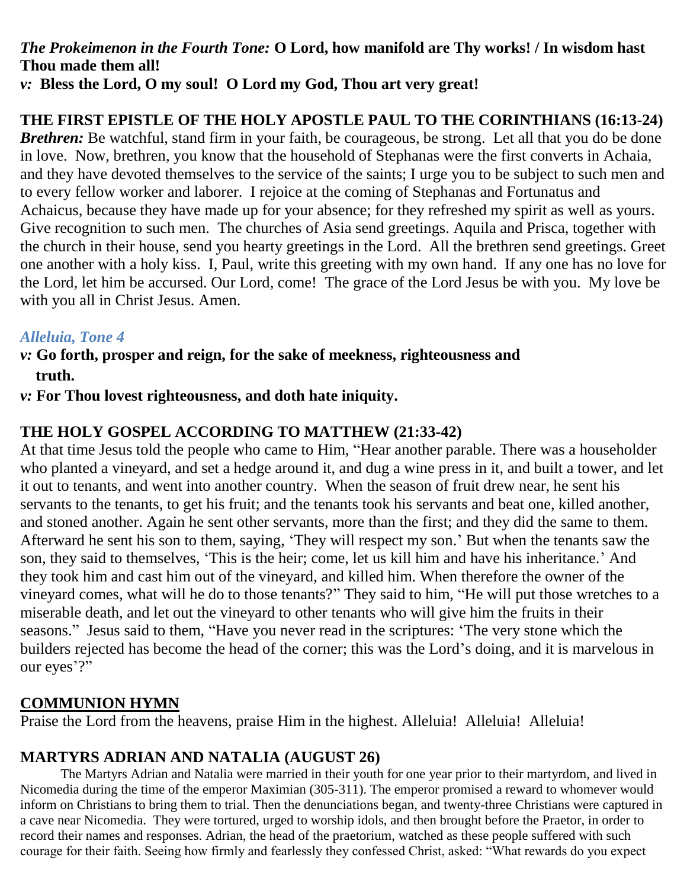***The Prokeimenon in the Fourth Tone:*** **O Lord, how manifold are Thy works! / In wisdom hast Thou made them all!**
***v:*** **Bless the Lord, O my soul! O Lord my God, Thou art very great!**

**THE FIRST EPISTLE OF THE HOLY APOSTLE PAUL TO THE CORINTHIANS (16:13-24)**
***Brethren:*** Be watchful, stand firm in your faith, be courageous, be strong. Let all that you do be done in love. Now, brethren, you know that the household of Stephanas were the first converts in Achaia, and they have devoted themselves to the service of the saints; I urge you to be subject to such men and to every fellow worker and laborer. I rejoice at the coming of Stephanas and Fortunatus and Achaicus, because they have made up for your absence; for they refreshed my spirit as well as yours. Give recognition to such men. The churches of Asia send greetings. Aquila and Prisca, together with the church in their house, send you hearty greetings in the Lord. All the brethren send greetings. Greet one another with a holy kiss. I, Paul, write this greeting with my own hand. If any one has no love for the Lord, let him be accursed. Our Lord, come! The grace of the Lord Jesus be with you. My love be with you all in Christ Jesus. Amen.

***Alleluia, Tone 4***
***v:*** **Go forth, prosper and reign, for the sake of meekness, righteousness and truth.**
***v:*** **For Thou lovest righteousness, and doth hate iniquity.**

**THE HOLY GOSPEL ACCORDING TO MATTHEW (21:33-42)**
At that time Jesus told the people who came to Him, "Hear another parable. There was a householder who planted a vineyard, and set a hedge around it, and dug a wine press in it, and built a tower, and let it out to tenants, and went into another country. When the season of fruit drew near, he sent his servants to the tenants, to get his fruit; and the tenants took his servants and beat one, killed another, and stoned another. Again he sent other servants, more than the first; and they did the same to them. Afterward he sent his son to them, saying, 'They will respect my son.' But when the tenants saw the son, they said to themselves, 'This is the heir; come, let us kill him and have his inheritance.' And they took him and cast him out of the vineyard, and killed him. When therefore the owner of the vineyard comes, what will he do to those tenants?" They said to him, "He will put those wretches to a miserable death, and let out the vineyard to other tenants who will give him the fruits in their seasons." Jesus said to them, "Have you never read in the scriptures: 'The very stone which the builders rejected has become the head of the corner; this was the Lord's doing, and it is marvelous in our eyes'?"

**COMMUNION HYMN**
Praise the Lord from the heavens, praise Him in the highest. Alleluia! Alleluia! Alleluia!

**MARTYRS ADRIAN AND NATALIA (AUGUST 26)**
The Martyrs Adrian and Natalia were married in their youth for one year prior to their martyrdom, and lived in Nicomedia during the time of the emperor Maximian (305-311). The emperor promised a reward to whomever would inform on Christians to bring them to trial. Then the denunciations began, and twenty-three Christians were captured in a cave near Nicomedia. They were tortured, urged to worship idols, and then brought before the Praetor, in order to record their names and responses. Adrian, the head of the praetorium, watched as these people suffered with such courage for their faith. Seeing how firmly and fearlessly they confessed Christ, asked: "What rewards do you expect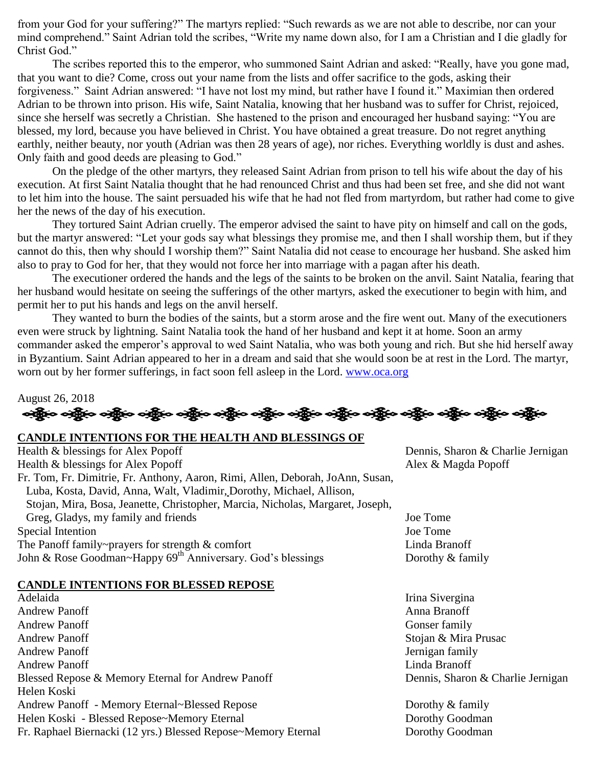from your God for your suffering?" The martyrs replied: "Such rewards as we are not able to describe, nor can your mind comprehend." Saint Adrian told the scribes, "Write my name down also, for I am a Christian and I die gladly for Christ God."

The scribes reported this to the emperor, who summoned Saint Adrian and asked: "Really, have you gone mad, that you want to die? Come, cross out your name from the lists and offer sacrifice to the gods, asking their forgiveness." Saint Adrian answered: "I have not lost my mind, but rather have I found it." Maximian then ordered Adrian to be thrown into prison. His wife, Saint Natalia, knowing that her husband was to suffer for Christ, rejoiced, since she herself was secretly a Christian. She hastened to the prison and encouraged her husband saying: "You are blessed, my lord, because you have believed in Christ. You have obtained a great treasure. Do not regret anything earthly, neither beauty, nor youth (Adrian was then 28 years of age), nor riches. Everything worldly is dust and ashes. Only faith and good deeds are pleasing to God."

On the pledge of the other martyrs, they released Saint Adrian from prison to tell his wife about the day of his execution. At first Saint Natalia thought that he had renounced Christ and thus had been set free, and she did not want to let him into the house. The saint persuaded his wife that he had not fled from martyrdom, but rather had come to give her the news of the day of his execution.

They tortured Saint Adrian cruelly. The emperor advised the saint to have pity on himself and call on the gods, but the martyr answered: "Let your gods say what blessings they promise me, and then I shall worship them, but if they cannot do this, then why should I worship them?" Saint Natalia did not cease to encourage her husband. She asked him also to pray to God for her, that they would not force her into marriage with a pagan after his death.

The executioner ordered the hands and the legs of the saints to be broken on the anvil. Saint Natalia, fearing that her husband would hesitate on seeing the sufferings of the other martyrs, asked the executioner to begin with him, and permit her to put his hands and legs on the anvil herself.

They wanted to burn the bodies of the saints, but a storm arose and the fire went out. Many of the executioners even were struck by lightning. Saint Natalia took the hand of her husband and kept it at home. Soon an army commander asked the emperor's approval to wed Saint Natalia, who was both young and rich. But she hid herself away in Byzantium. Saint Adrian appeared to her in a dream and said that she would soon be at rest in the Lord. The martyr, worn out by her former sufferings, in fact soon fell asleep in the Lord. www.oca.org

August 26, 2018

## CANDLE INTENTIONS FOR THE HEALTH AND BLESSINGS OF

| Intention | From |
|---|---|
| Health & blessings for Alex Popoff | Dennis, Sharon & Charlie Jernigan |
| Health & blessings for Alex Popoff | Alex & Magda Popoff |
| Fr. Tom, Fr. Dimitrie, Fr. Anthony, Aaron, Rimi, Allen, Deborah, JoAnn, Susan, Luba, Kosta, David, Anna, Walt, Vladimir, Dorothy, Michael, Allison, Stojan, Mira, Bosa, Jeanette, Christopher, Marcia, Nicholas, Margaret, Joseph, Greg, Gladys, my family and friends | Joe Tome |
| Special Intention | Joe Tome |
| The Panoff family~prayers for strength & comfort | Linda Branoff |
| John & Rose Goodman~Happy 69th Anniversary. God's blessings | Dorothy & family |

## CANDLE INTENTIONS FOR BLESSED REPOSE

| Intention | From |
|---|---|
| Adelaida | Irina Sivergina |
| Andrew Panoff | Anna Branoff |
| Andrew Panoff | Gonser family |
| Andrew Panoff | Stojan & Mira Prusac |
| Andrew Panoff | Jernigan family |
| Andrew Panoff | Linda Branoff |
| Blessed Repose & Memory Eternal for Andrew Panoff Helen Koski | Dennis, Sharon & Charlie Jernigan |
| Andrew Panoff - Memory Eternal~Blessed Repose | Dorothy & family |
| Helen Koski - Blessed Repose~Memory Eternal | Dorothy Goodman |
| Fr. Raphael Biernacki (12 yrs.) Blessed Repose~Memory Eternal | Dorothy Goodman |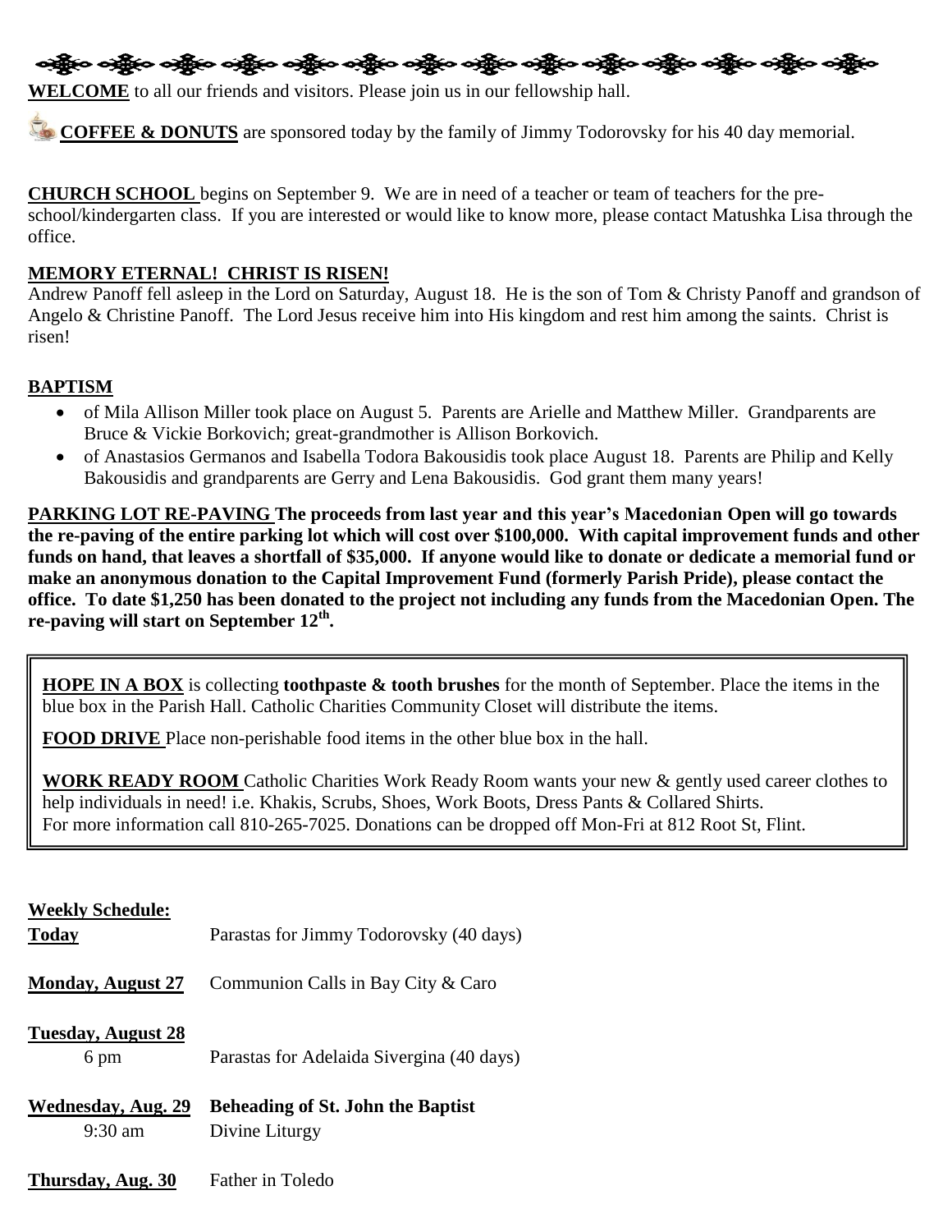**WELCOME** to all our friends and visitors. Please join us in our fellowship hall.

**COFFEE & DONUTS** are sponsored today by the family of Jimmy Todorovsky for his 40 day memorial.

**CHURCH SCHOOL** begins on September 9. We are in need of a teacher or team of teachers for the pre-school/kindergarten class. If you are interested or would like to know more, please contact Matushka Lisa through the office.

**MEMORY ETERNAL! CHRIST IS RISEN!**
Andrew Panoff fell asleep in the Lord on Saturday, August 18. He is the son of Tom & Christy Panoff and grandson of Angelo & Christine Panoff. The Lord Jesus receive him into His kingdom and rest him among the saints. Christ is risen!

**BAPTISM**

- of Mila Allison Miller took place on August 5. Parents are Arielle and Matthew Miller. Grandparents are Bruce & Vickie Borkovich; great-grandmother is Allison Borkovich.
- of Anastasios Germanos and Isabella Todora Bakousidis took place August 18. Parents are Philip and Kelly Bakousidis and grandparents are Gerry and Lena Bakousidis. God grant them many years!

**PARKING LOT RE-PAVING The proceeds from last year and this year's Macedonian Open will go towards the re-paving of the entire parking lot which will cost over $100,000. With capital improvement funds and other funds on hand, that leaves a shortfall of $35,000. If anyone would like to donate or dedicate a memorial fund or make an anonymous donation to the Capital Improvement Fund (formerly Parish Pride), please contact the office. To date $1,250 has been donated to the project not including any funds from the Macedonian Open. The re-paving will start on September 12th.**

**HOPE IN A BOX** is collecting **toothpaste & tooth brushes** for the month of September. Place the items in the blue box in the Parish Hall. Catholic Charities Community Closet will distribute the items.

**FOOD DRIVE** Place non-perishable food items in the other blue box in the hall.

**WORK READY ROOM** Catholic Charities Work Ready Room wants your new & gently used career clothes to help individuals in need! i.e. Khakis, Scrubs, Shoes, Work Boots, Dress Pants & Collared Shirts.
For more information call 810-265-7025. Donations can be dropped off Mon-Fri at 812 Root St, Flint.

**Weekly Schedule:**

**Today** — Parastas for Jimmy Todorovsky (40 days)

**Monday, August 27** — Communion Calls in Bay City & Caro

**Tuesday, August 28**
6 pm — Parastas for Adelaida Sivergina (40 days)

**Wednesday, Aug. 29** — **Beheading of St. John the Baptist**
9:30 am — Divine Liturgy

**Thursday, Aug. 30** — Father in Toledo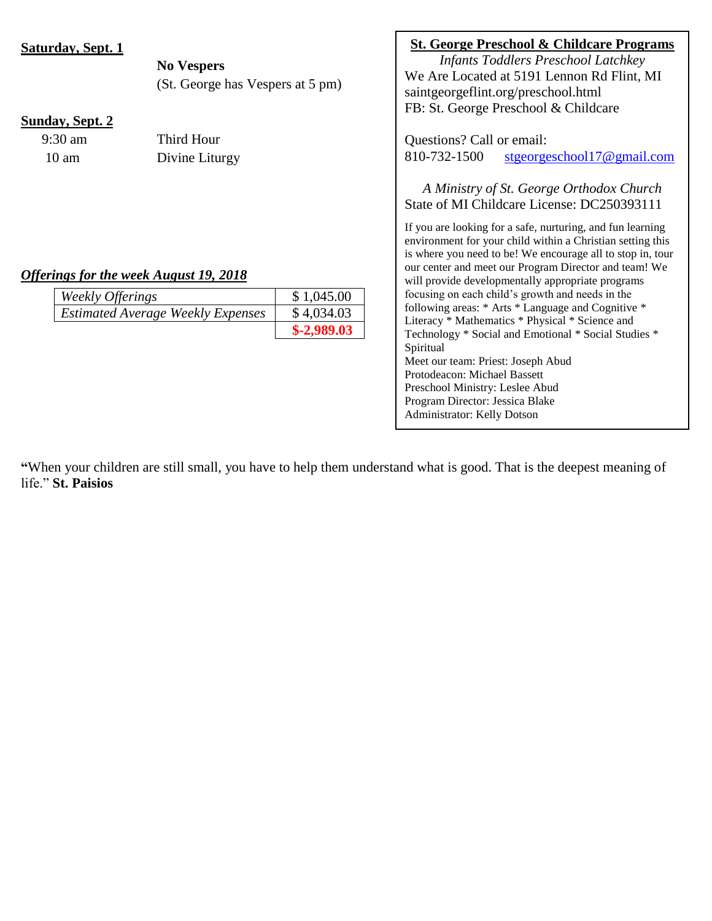**Saturday, Sept. 1**

**No Vespers**
(St. George has Vespers at 5 pm)

**Sunday, Sept. 2**

| | |
|---|---|
| 9:30 am | Third Hour |
| 10 am | Divine Liturgy |

***Offerings for the week August 19, 2018***

| | |
|---|---|
| *Weekly Offerings* | $ 1,045.00 |
| *Estimated Average Weekly Expenses* | $ 4,034.03 |
| | **$-2,989.03** |

**St. George Preschool & Childcare Programs**

*Infants Toddlers Preschool Latchkey*

We Are Located at 5191 Lennon Rd Flint, MI
saintgeorgeflint.org/preschool.html
FB: St. George Preschool & Childcare

Questions? Call or email:
810-732-1500 stgeorgeschool17@gmail.com

*A Ministry of St. George Orthodox Church*
State of MI Childcare License: DC250393111

If you are looking for a safe, nurturing, and fun learning environment for your child within a Christian setting this is where you need to be! We encourage all to stop in, tour our center and meet our Program Director and team! We will provide developmentally appropriate programs focusing on each child's growth and needs in the following areas: * Arts * Language and Cognitive * Literacy * Mathematics * Physical * Science and Technology * Social and Emotional * Social Studies * Spiritual

Meet our team: Priest: Joseph Abud
Protodeacon: Michael Bassett
Preschool Ministry: Leslee Abud
Program Director: Jessica Blake
Administrator: Kelly Dotson

**"**When your children are still small, you have to help them understand what is good. That is the deepest meaning of life." **St. Paisios**